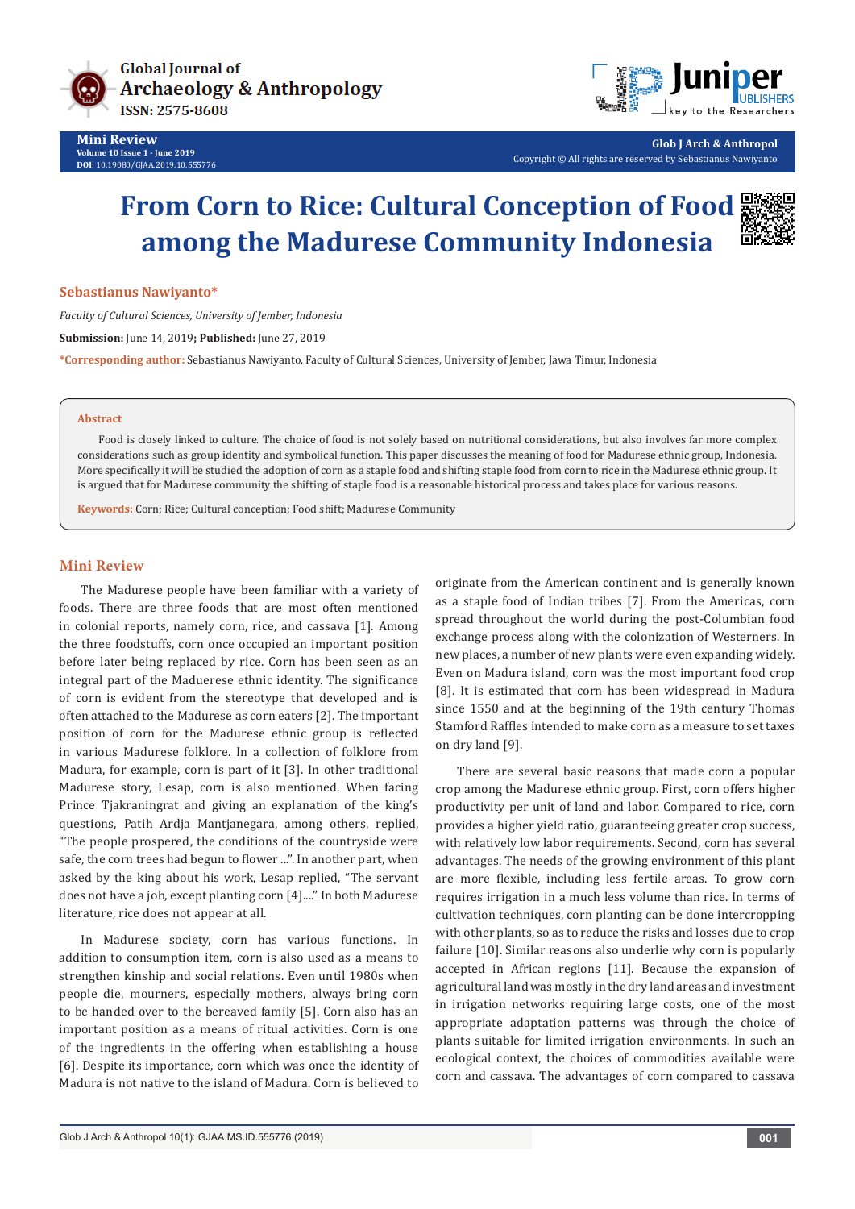# From Corn to Rice: Cultural Conception of Food among the Madurese Community Indonesia

**Sebastianus Nawiyanto***

*Faculty of Cultural Sciences, University of Jember, Indonesia*

**Submission:** June 14, 2019; **Published:** June 27, 2019

***Corresponding author:** Sebastianus Nawiyanto, Faculty of Cultural Sciences, University of Jember, Jawa Timur, Indonesia

**Abstract**

Food is closely linked to culture. The choice of food is not solely based on nutritional considerations, but also involves far more complex considerations such as group identity and symbolical function. This paper discusses the meaning of food for Madurese ethnic group, Indonesia. More specifically it will be studied the adoption of corn as a staple food and shifting staple food from corn to rice in the Madurese ethnic group. It is argued that for Madurese community the shifting of staple food is a reasonable historical process and takes place for various reasons.

**Keywords:** Corn; Rice; Cultural conception; Food shift; Madurese Community

## Mini Review

The Madurese people have been familiar with a variety of foods. There are three foods that are most often mentioned in colonial reports, namely corn, rice, and cassava [1]. Among the three foodstuffs, corn once occupied an important position before later being replaced by rice. Corn has been seen as an integral part of the Madureese ethnic identity. The significance of corn is evident from the stereotype that developed and is often attached to the Madurese as corn eaters [2]. The important position of corn for the Madurese ethnic group is reflected in various Madurese folklore. In a collection of folklore from Madura, for example, corn is part of it [3]. In other traditional Madurese story, Lesap, corn is also mentioned. When facing Prince Tjakraningrat and giving an explanation of the king's questions, Patih Ardja Mantjanegara, among others, replied, "The people prospered, the conditions of the countryside were safe, the corn trees had begun to flower ...". In another part, when asked by the king about his work, Lesap replied, "The servant does not have a job, except planting corn [4]...." In both Madurese literature, rice does not appear at all.

In Madurese society, corn has various functions. In addition to consumption item, corn is also used as a means to strengthen kinship and social relations. Even until 1980s when people die, mourners, especially mothers, always bring corn to be handed over to the bereaved family [5]. Corn also has an important position as a means of ritual activities. Corn is one of the ingredients in the offering when establishing a house [6]. Despite its importance, corn which was once the identity of Madura is not native to the island of Madura. Corn is believed to originate from the American continent and is generally known as a staple food of Indian tribes [7]. From the Americas, corn spread throughout the world during the post-Columbian food exchange process along with the colonization of Westerners. In new places, a number of new plants were even expanding widely. Even on Madura island, corn was the most important food crop [8]. It is estimated that corn has been widespread in Madura since 1550 and at the beginning of the 19th century Thomas Stamford Raffles intended to make corn as a measure to set taxes on dry land [9].

There are several basic reasons that made corn a popular crop among the Madurese ethnic group. First, corn offers higher productivity per unit of land and labor. Compared to rice, corn provides a higher yield ratio, guaranteeing greater crop success, with relatively low labor requirements. Second, corn has several advantages. The needs of the growing environment of this plant are more flexible, including less fertile areas. To grow corn requires irrigation in a much less volume than rice. In terms of cultivation techniques, corn planting can be done intercropping with other plants, so as to reduce the risks and losses due to crop failure [10]. Similar reasons also underlie why corn is popularly accepted in African regions [11]. Because the expansion of agricultural land was mostly in the dry land areas and investment in irrigation networks requiring large costs, one of the most appropriate adaptation patterns was through the choice of plants suitable for limited irrigation environments. In such an ecological context, the choices of commodities available were corn and cassava. The advantages of corn compared to cassava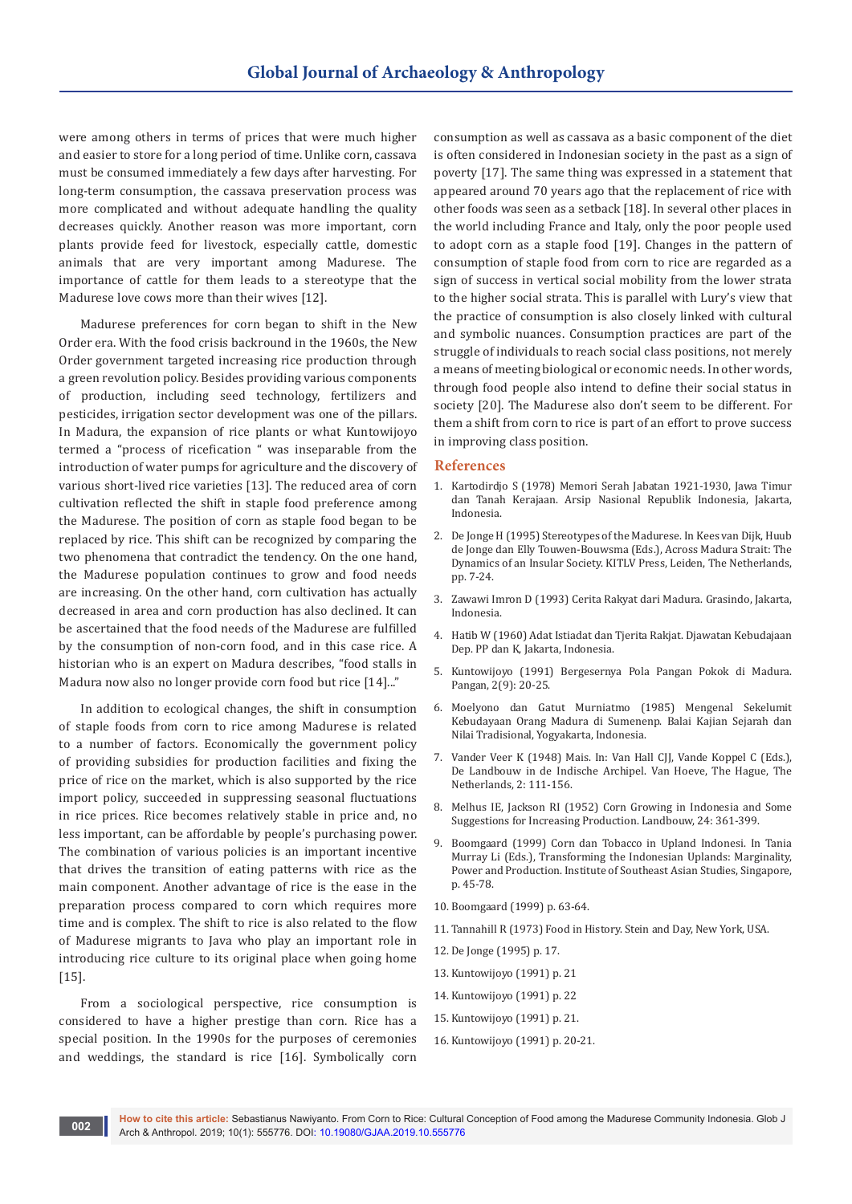were among others in terms of prices that were much higher and easier to store for a long period of time. Unlike corn, cassava must be consumed immediately a few days after harvesting. For long-term consumption, the cassava preservation process was more complicated and without adequate handling the quality decreases quickly. Another reason was more important, corn plants provide feed for livestock, especially cattle, domestic animals that are very important among Madurese. The importance of cattle for them leads to a stereotype that the Madurese love cows more than their wives [12].

Madurese preferences for corn began to shift in the New Order era. With the food crisis backround in the 1960s, the New Order government targeted increasing rice production through a green revolution policy. Besides providing various components of production, including seed technology, fertilizers and pesticides, irrigation sector development was one of the pillars. In Madura, the expansion of rice plants or what Kuntowijoyo termed a "process of ricefication " was inseparable from the introduction of water pumps for agriculture and the discovery of various short-lived rice varieties [13]. The reduced area of corn cultivation reflected the shift in staple food preference among the Madurese. The position of corn as staple food began to be replaced by rice. This shift can be recognized by comparing the two phenomena that contradict the tendency. On the one hand, the Madurese population continues to grow and food needs are increasing. On the other hand, corn cultivation has actually decreased in area and corn production has also declined. It can be ascertained that the food needs of the Madurese are fulfilled by the consumption of non-corn food, and in this case rice. A historian who is an expert on Madura describes, "food stalls in Madura now also no longer provide corn food but rice [14]..."

In addition to ecological changes, the shift in consumption of staple foods from corn to rice among Madurese is related to a number of factors. Economically the government policy of providing subsidies for production facilities and fixing the price of rice on the market, which is also supported by the rice import policy, succeeded in suppressing seasonal fluctuations in rice prices. Rice becomes relatively stable in price and, no less important, can be affordable by people's purchasing power. The combination of various policies is an important incentive that drives the transition of eating patterns with rice as the main component. Another advantage of rice is the ease in the preparation process compared to corn which requires more time and is complex. The shift to rice is also related to the flow of Madurese migrants to Java who play an important role in introducing rice culture to its original place when going home [15].

From a sociological perspective, rice consumption is considered to have a higher prestige than corn. Rice has a special position. In the 1990s for the purposes of ceremonies and weddings, the standard is rice [16]. Symbolically corn consumption as well as cassava as a basic component of the diet is often considered in Indonesian society in the past as a sign of poverty [17]. The same thing was expressed in a statement that appeared around 70 years ago that the replacement of rice with other foods was seen as a setback [18]. In several other places in the world including France and Italy, only the poor people used to adopt corn as a staple food [19]. Changes in the pattern of consumption of staple food from corn to rice are regarded as a sign of success in vertical social mobility from the lower strata to the higher social strata. This is parallel with Lury's view that the practice of consumption is also closely linked with cultural and symbolic nuances. Consumption practices are part of the struggle of individuals to reach social class positions, not merely a means of meeting biological or economic needs. In other words, through food people also intend to define their social status in society [20]. The Madurese also don't seem to be different. For them a shift from corn to rice is part of an effort to prove success in improving class position.

## References

1. Kartodirdjo S (1978) Memori Serah Jabatan 1921-1930, Jawa Timur dan Tanah Kerajaan. Arsip Nasional Republik Indonesia, Jakarta, Indonesia.
2. De Jonge H (1995) Stereotypes of the Madurese. In Kees van Dijk, Huub de Jonge dan Elly Touwen-Bouwsma (Eds.), Across Madura Strait: The Dynamics of an Insular Society. KITLV Press, Leiden, The Netherlands, pp. 7-24.
3. Zawawi Imron D (1993) Cerita Rakyat dari Madura. Grasindo, Jakarta, Indonesia.
4. Hatib W (1960) Adat Istiadat dan Tjerita Rakjat. Djawatan Kebudajaan Dep. PP dan K, Jakarta, Indonesia.
5. Kuntowijoyo (1991) Bergesernya Pola Pangan Pokok di Madura. Pangan, 2(9): 20-25.
6. Moelyono dan Gatut Murniatmo (1985) Mengenal Sekelumit Kebudayaan Orang Madura di Sumenenp. Balai Kajian Sejarah dan Nilai Tradisional, Yogyakarta, Indonesia.
7. Vander Veer K (1948) Mais. In: Van Hall CJJ, Vande Koppel C (Eds.), De Landbouw in de Indische Archipel. Van Hoeve, The Hague, The Netherlands, 2: 111-156.
8. Melhus IE, Jackson RI (1952) Corn Growing in Indonesia and Some Suggestions for Increasing Production. Landbouw, 24: 361-399.
9. Boomgaard (1999) Corn dan Tobacco in Upland Indonesi. In Tania Murray Li (Eds.), Transforming the Indonesian Uplands: Marginality, Power and Production. Institute of Southeast Asian Studies, Singapore, p. 45-78.
10. Boomgaard (1999) p. 63-64.
11. Tannahill R (1973) Food in History. Stein and Day, New York, USA.
12. De Jonge (1995) p. 17.
13. Kuntowijoyo (1991) p. 21
14. Kuntowijoyo (1991) p. 22
15. Kuntowijoyo (1991) p. 21.
16. Kuntowijoyo (1991) p. 20-21.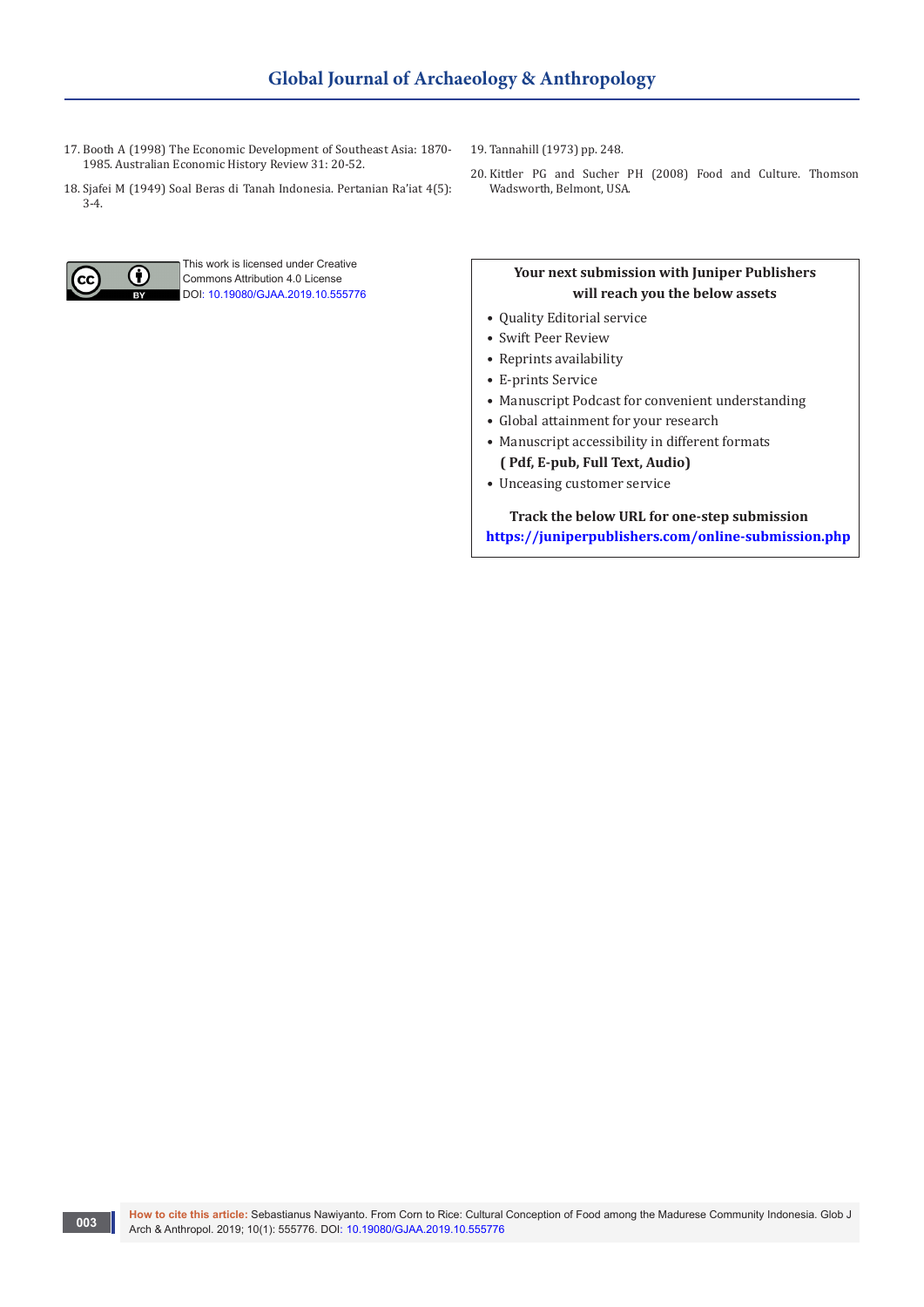17. Booth A (1998) The Economic Development of Southeast Asia: 1870-1985. Australian Economic History Review 31: 20-52.
18. Sjafei M (1949) Soal Beras di Tanah Indonesia. Pertanian Ra'iat 4(5): 3-4.
19. Tannahill (1973) pp. 248.
20. Kittler PG and Sucher PH (2008) Food and Culture. Thomson Wadsworth, Belmont, USA.

This work is licensed under Creative Commons Attribution 4.0 License
DOI: 10.19080/GJAA.2019.10.555776

**Your next submission with Juniper Publishers will reach you the below assets**

- Quality Editorial service
- Swift Peer Review
- Reprints availability
- E-prints Service
- Manuscript Podcast for convenient understanding
- Global attainment for your research
- Manuscript accessibility in different formats **( Pdf, E-pub, Full Text, Audio)**
- Unceasing customer service

**Track the below URL for one-step submission**
**https://juniperpublishers.com/online-submission.php**

**How to cite this article:** Sebastianus Nawiyanto. From Corn to Rice: Cultural Conception of Food among the Madurese Community Indonesia. Glob J Arch & Anthropol. 2019; 10(1): 555776. DOI: 10.19080/GJAA.2019.10.555776